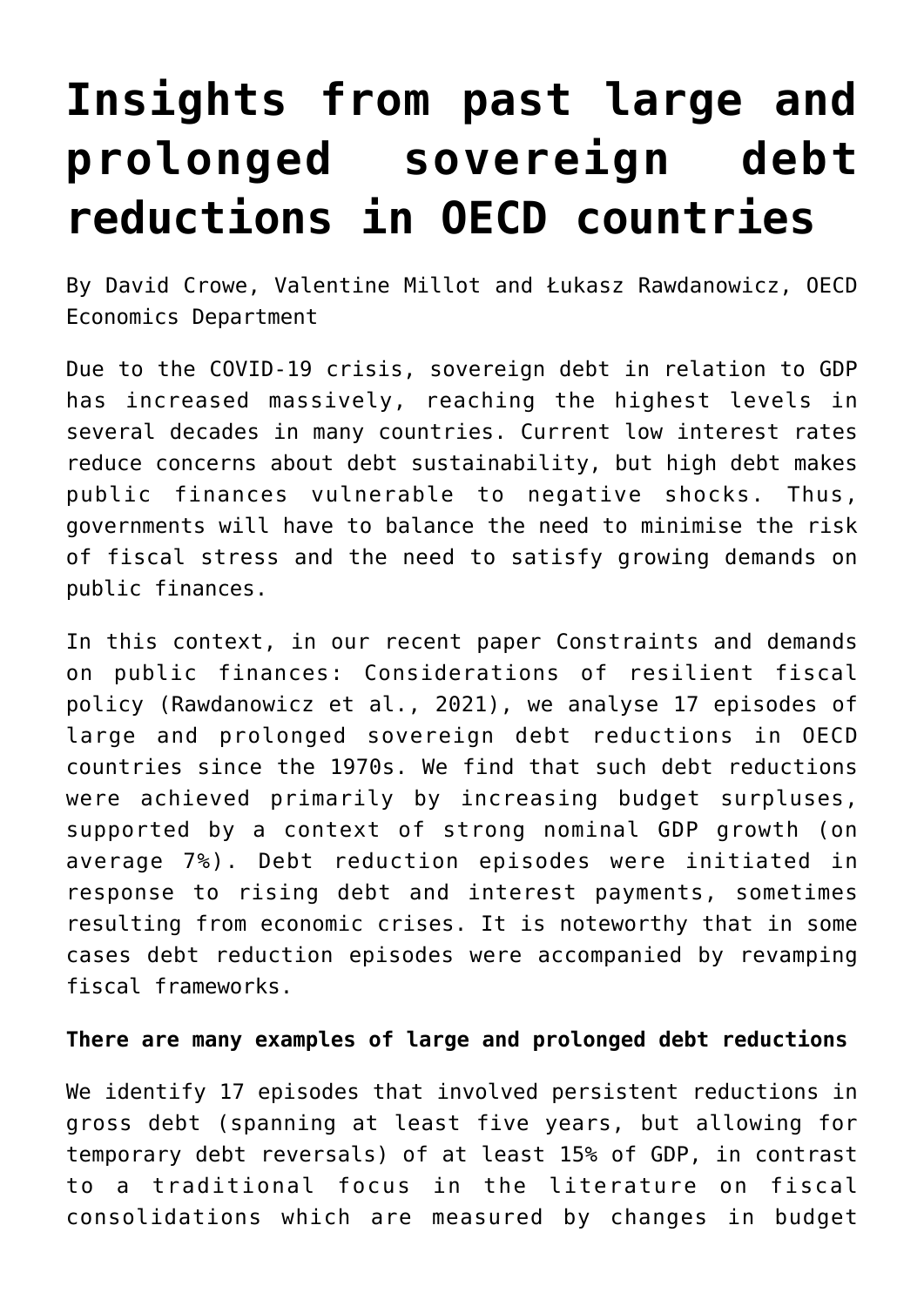# Insights from past large and prolonged sovereign debt reductions in OECD countries

By David Crowe, Valentine Millot and Łukasz Rawdanowicz, OECD Economics Department

Due to the COVID-19 crisis, sovereign debt in relation to GDP has increased massively, reaching the highest levels in several decades in many countries. Current low interest rates reduce concerns about debt sustainability, but high debt makes public finances vulnerable to negative shocks. Thus, governments will have to balance the need to minimise the risk of fiscal stress and the need to satisfy growing demands on public finances.

In this context, in our recent paper Constraints and demands on public finances: Considerations of resilient fiscal policy (Rawdanowicz et al., 2021), we analyse 17 episodes of large and prolonged sovereign debt reductions in OECD countries since the 1970s. We find that such debt reductions were achieved primarily by increasing budget surpluses, supported by a context of strong nominal GDP growth (on average 7%). Debt reduction episodes were initiated in response to rising debt and interest payments, sometimes resulting from economic crises. It is noteworthy that in some cases debt reduction episodes were accompanied by revamping fiscal frameworks.

**There are many examples of large and prolonged debt reductions**

We identify 17 episodes that involved persistent reductions in gross debt (spanning at least five years, but allowing for temporary debt reversals) of at least 15% of GDP, in contrast to a traditional focus in the literature on fiscal consolidations which are measured by changes in budget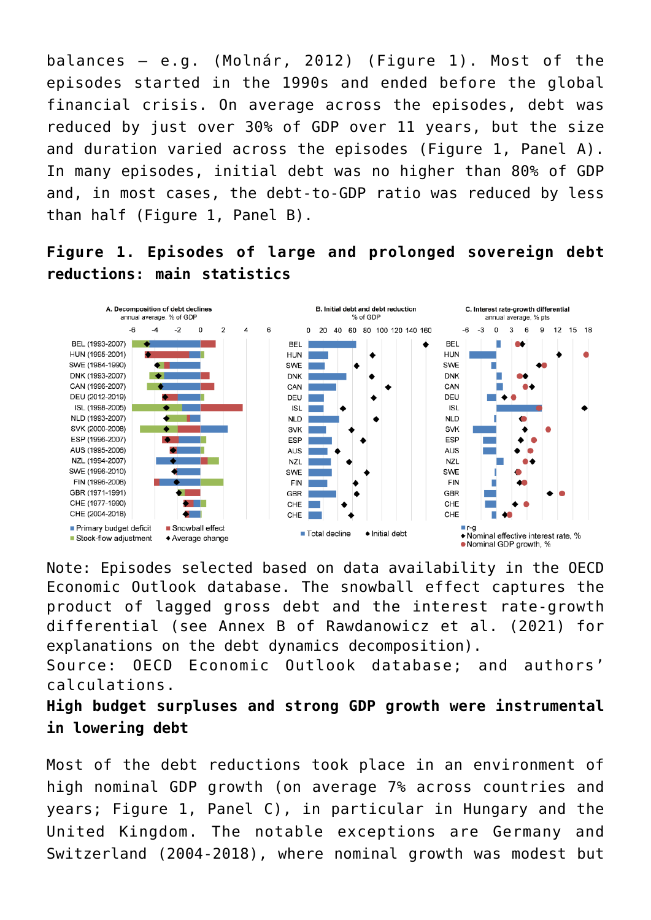balances – e.g. (Molnár, 2012) (Figure 1). Most of the episodes started in the 1990s and ended before the global financial crisis. On average across the episodes, debt was reduced by just over 30% of GDP over 11 years, but the size and duration varied across the episodes (Figure 1, Panel A). In many episodes, initial debt was no higher than 80% of GDP and, in most cases, the debt-to-GDP ratio was reduced by less than half (Figure 1, Panel B).

**Figure 1. Episodes of large and prolonged sovereign debt reductions: main statistics**

Note: Episodes selected based on data availability in the OECD Economic Outlook database. The snowball effect captures the product of lagged gross debt and the interest rate-growth differential (see Annex B of Rawdanowicz et al. (2021) for explanations on the debt dynamics decomposition).
Source: OECD Economic Outlook database; and authors' calculations.

**High budget surpluses and strong GDP growth were instrumental in lowering debt**

Most of the debt reductions took place in an environment of high nominal GDP growth (on average 7% across countries and years; Figure 1, Panel C), in particular in Hungary and the United Kingdom. The notable exceptions are Germany and Switzerland (2004-2018), where nominal growth was modest but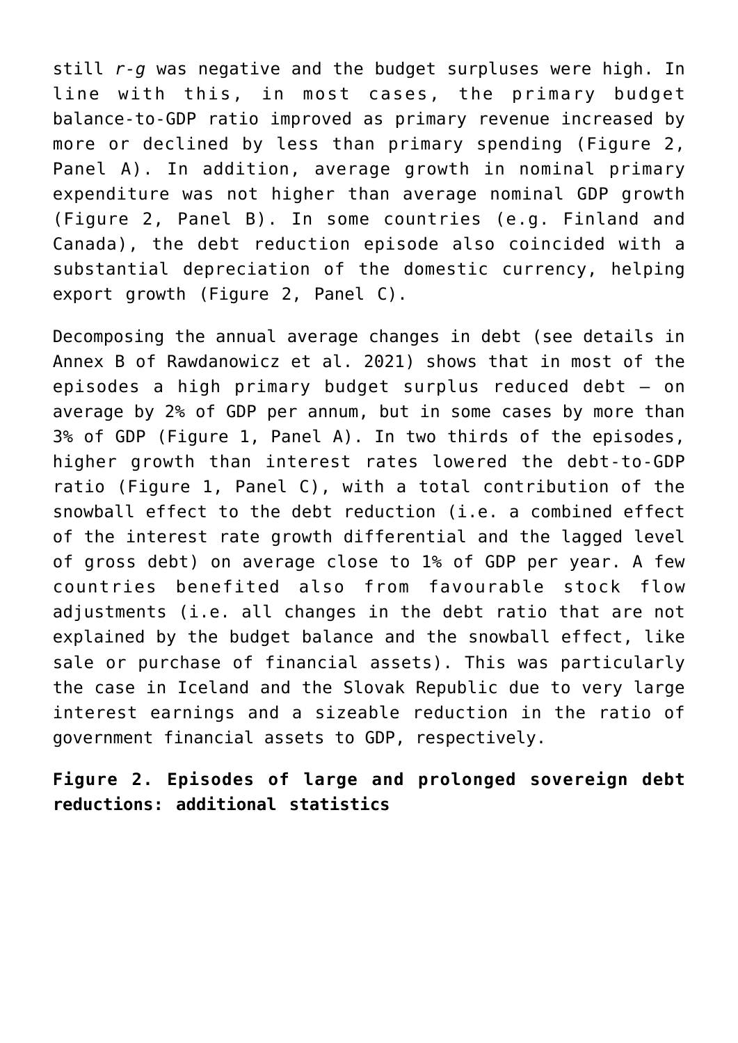still *r-g* was negative and the budget surpluses were high. In line with this, in most cases, the primary budget balance-to-GDP ratio improved as primary revenue increased by more or declined by less than primary spending (Figure 2, Panel A). In addition, average growth in nominal primary expenditure was not higher than average nominal GDP growth (Figure 2, Panel B). In some countries (e.g. Finland and Canada), the debt reduction episode also coincided with a substantial depreciation of the domestic currency, helping export growth (Figure 2, Panel C).

Decomposing the annual average changes in debt (see details in Annex B of Rawdanowicz et al. 2021) shows that in most of the episodes a high primary budget surplus reduced debt – on average by 2% of GDP per annum, but in some cases by more than 3% of GDP (Figure 1, Panel A). In two thirds of the episodes, higher growth than interest rates lowered the debt-to-GDP ratio (Figure 1, Panel C), with a total contribution of the snowball effect to the debt reduction (i.e. a combined effect of the interest rate growth differential and the lagged level of gross debt) on average close to 1% of GDP per year. A few countries benefited also from favourable stock flow adjustments (i.e. all changes in the debt ratio that are not explained by the budget balance and the snowball effect, like sale or purchase of financial assets). This was particularly the case in Iceland and the Slovak Republic due to very large interest earnings and a sizeable reduction in the ratio of government financial assets to GDP, respectively.

**Figure 2. Episodes of large and prolonged sovereign debt reductions: additional statistics**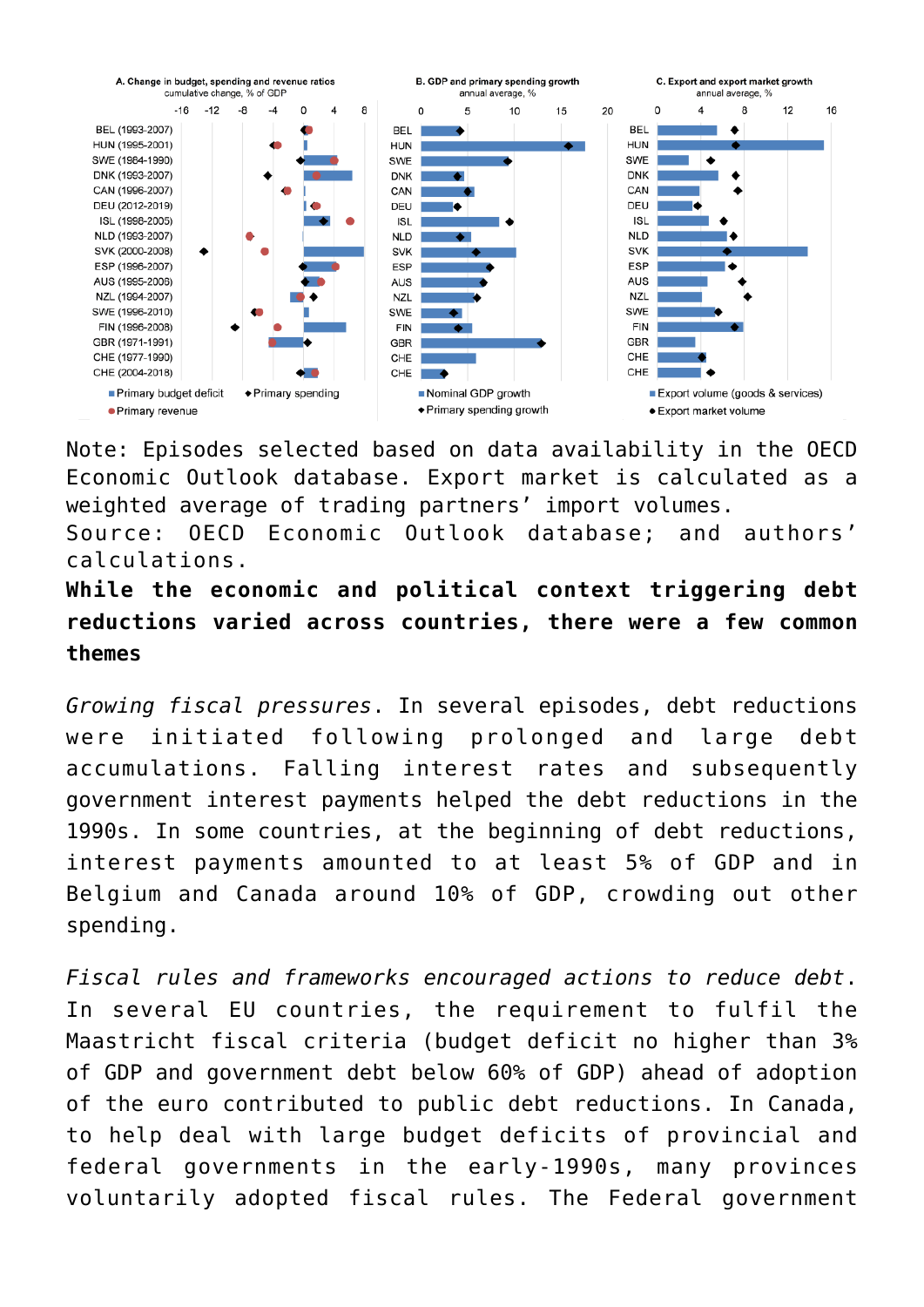A. Change in budget, spending and revenue ratios (cumulative change, % of GDP) — Primary budget deficit; Primary spending; Primary revenue

B. GDP and primary spending growth (annual average, %) — Nominal GDP growth; Primary spending growth

C. Export and export market growth (annual average, %) — Export volume (goods & services); Export market volume

Note: Episodes selected based on data availability in the OECD Economic Outlook database. Export market is calculated as a weighted average of trading partners' import volumes.
Source: OECD Economic Outlook database; and authors' calculations.

**While the economic and political context triggering debt reductions varied across countries, there were a few common themes**

*Growing fiscal pressures*. In several episodes, debt reductions were initiated following prolonged and large debt accumulations. Falling interest rates and subsequently government interest payments helped the debt reductions in the 1990s. In some countries, at the beginning of debt reductions, interest payments amounted to at least 5% of GDP and in Belgium and Canada around 10% of GDP, crowding out other spending.

*Fiscal rules and frameworks encouraged actions to reduce debt*. In several EU countries, the requirement to fulfil the Maastricht fiscal criteria (budget deficit no higher than 3% of GDP and government debt below 60% of GDP) ahead of adoption of the euro contributed to public debt reductions. In Canada, to help deal with large budget deficits of provincial and federal governments in the early-1990s, many provinces voluntarily adopted fiscal rules. The Federal government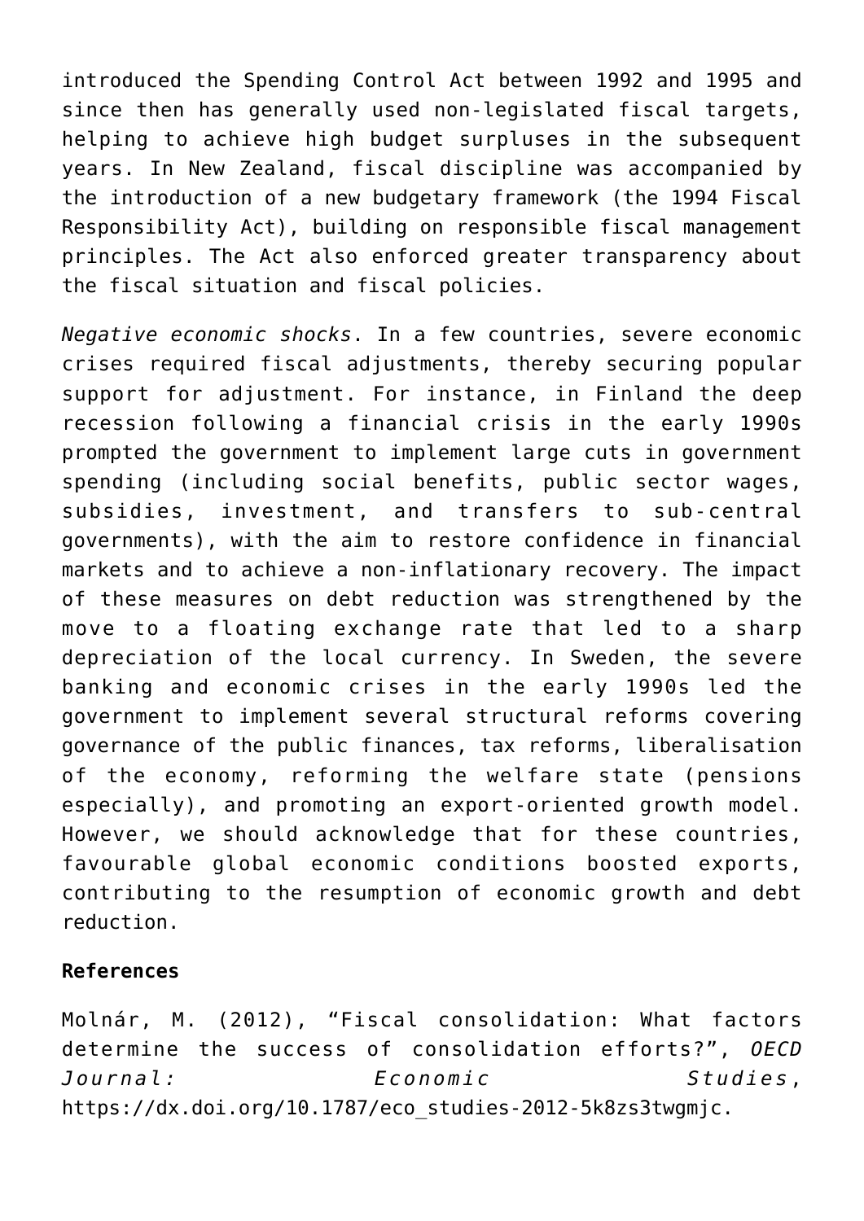introduced the Spending Control Act between 1992 and 1995 and since then has generally used non-legislated fiscal targets, helping to achieve high budget surpluses in the subsequent years. In New Zealand, fiscal discipline was accompanied by the introduction of a new budgetary framework (the 1994 Fiscal Responsibility Act), building on responsible fiscal management principles. The Act also enforced greater transparency about the fiscal situation and fiscal policies.

*Negative economic shocks*. In a few countries, severe economic crises required fiscal adjustments, thereby securing popular support for adjustment. For instance, in Finland the deep recession following a financial crisis in the early 1990s prompted the government to implement large cuts in government spending (including social benefits, public sector wages, subsidies, investment, and transfers to sub-central governments), with the aim to restore confidence in financial markets and to achieve a non-inflationary recovery. The impact of these measures on debt reduction was strengthened by the move to a floating exchange rate that led to a sharp depreciation of the local currency. In Sweden, the severe banking and economic crises in the early 1990s led the government to implement several structural reforms covering governance of the public finances, tax reforms, liberalisation of the economy, reforming the welfare state (pensions especially), and promoting an export-oriented growth model. However, we should acknowledge that for these countries, favourable global economic conditions boosted exports, contributing to the resumption of economic growth and debt reduction.

**References**

Molnár, M. (2012), "Fiscal consolidation: What factors determine the success of consolidation efforts?", *OECD Journal: Economic Studies*, https://dx.doi.org/10.1787/eco_studies-2012-5k8zs3twgmjc.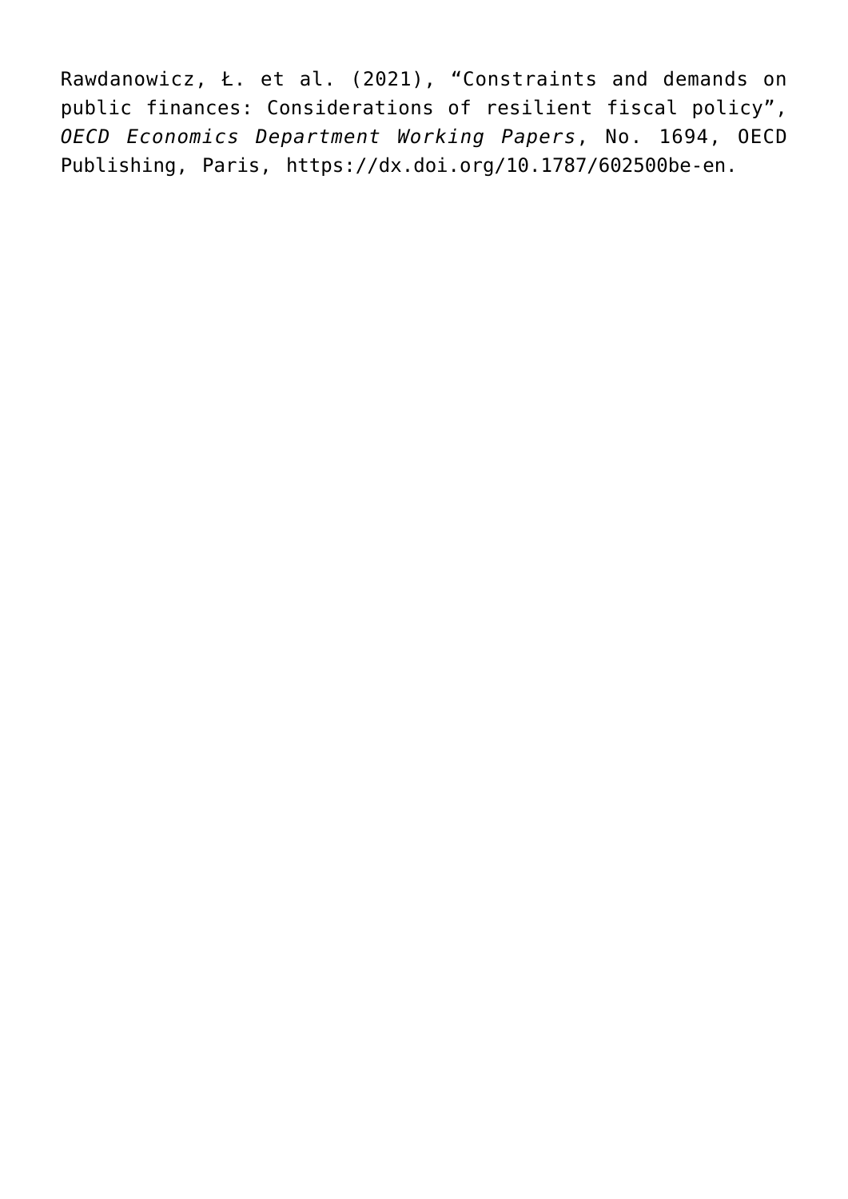Rawdanowicz, Ł. et al. (2021), "Constraints and demands on public finances: Considerations of resilient fiscal policy", *OECD Economics Department Working Papers*, No. 1694, OECD Publishing, Paris, https://dx.doi.org/10.1787/602500be-en.